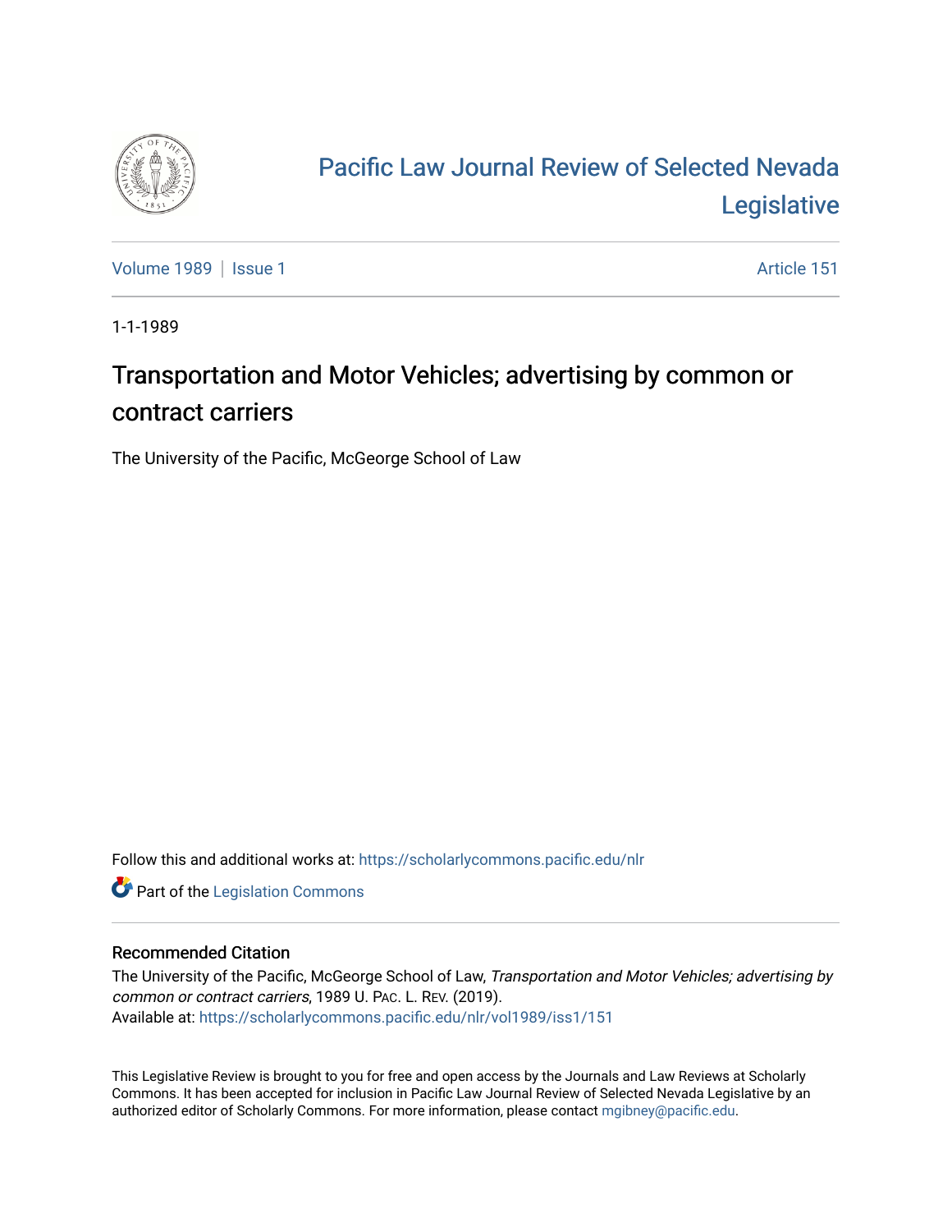# Pacific Law Journal Review of Selected Nevada Legislative

Volume 1989 | Issue 1 Article 151

1-1-1989

## Transportation and Motor Vehicles; advertising by common or contract carriers

The University of the Pacific, McGeorge School of Law

Follow this and additional works at: https://scholarlycommons.pacific.edu/nlr

Part of the Legislation Commons

### Recommended Citation

The University of the Pacific, McGeorge School of Law, *Transportation and Motor Vehicles; advertising by common or contract carriers*, 1989 U. Pac. L. Rev. (2019).
Available at: https://scholarlycommons.pacific.edu/nlr/vol1989/iss1/151

This Legislative Review is brought to you for free and open access by the Journals and Law Reviews at Scholarly Commons. It has been accepted for inclusion in Pacific Law Journal Review of Selected Nevada Legislative by an authorized editor of Scholarly Commons. For more information, please contact mgibney@pacific.edu.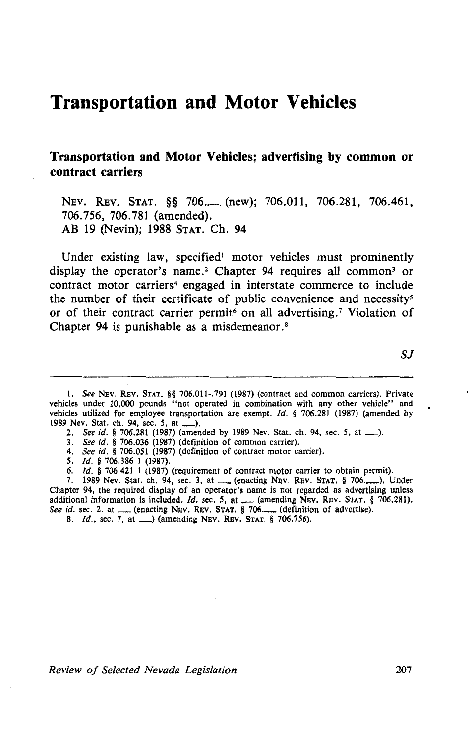# Transportation and Motor Vehicles

## Transportation and Motor Vehicles; advertising by common or contract carriers

NEV. REV. STAT. §§ 706.___ (new); 706.011, 706.281, 706.461, 706.756, 706.781 (amended).
AB 19 (Nevin); 1988 STAT. Ch. 94

Under existing law, specified[1] motor vehicles must prominently display the operator's name.[2] Chapter 94 requires all common[3] or contract motor carriers[4] engaged in interstate commerce to include the number of their certificate of public convenience and necessity[5] or of their contract carrier permit[6] on all advertising.[7] Violation of Chapter 94 is punishable as a misdemeanor.[8]

*SJ*

---

1. *See* NEV. REV. STAT. §§ 706.011-.791 (1987) (contract and common carriers). Private vehicles under 10,000 pounds "not operated in combination with any other vehicle" and vehicles utilized for employee transportation are exempt. *Id.* § 706.281 (1987) (amended by 1989 Nev. Stat. ch. 94, sec. 5, at ___).
2. *See id.* § 706.281 (1987) (amended by 1989 Nev. Stat. ch. 94, sec. 5, at ___).
3. *See id.* § 706.036 (1987) (definition of common carrier).
4. *See id.* § 706.051 (1987) (definition of contract motor carrier).
5. *Id.* § 706.386 1 (1987).
6. *Id.* § 706.421 1 (1987) (requirement of contract motor carrier to obtain permit).
7. 1989 Nev. Stat. ch. 94, sec. 3, at ___ (enacting NEV. REV. STAT. § 706.___). Under Chapter 94, the required display of an operator's name is not regarded as advertising unless additional information is included. *Id.* sec. 5, at ___ (amending NEV. REV. STAT. § 706.281). *See id.* sec. 2. at ___ (enacting NEV. REV. STAT. § 706.___ (definition of advertise).
8. *Id.*, sec. 7, at ___) (amending NEV. REV. STAT. § 706.756).